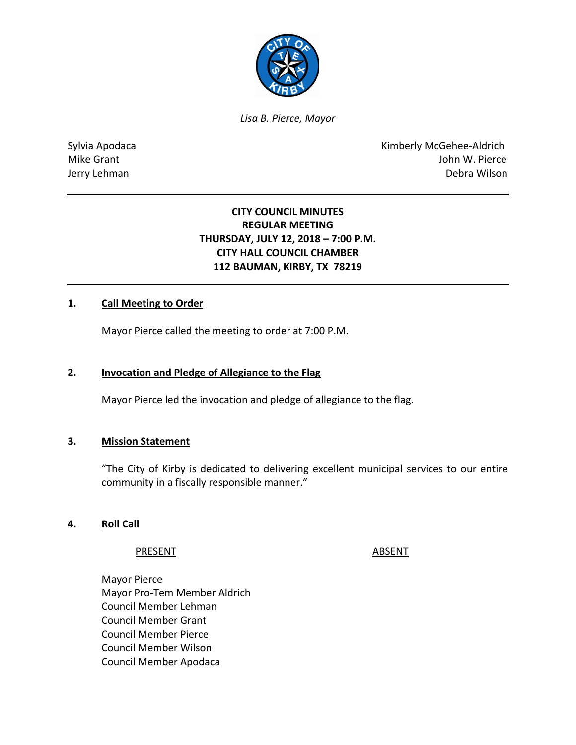*Lisa B. Pierce, Mayor*

Sylvia Apodaca
Mike Grant
Jerry Lehman

Kimberly McGehee-Aldrich
John W. Pierce
Debra Wilson

---

**CITY COUNCIL MINUTES**
**REGULAR MEETING**
**THURSDAY, JULY 12, 2018 – 7:00 P.M.**
**CITY HALL COUNCIL CHAMBER**
**112 BAUMAN, KIRBY, TX 78219**

---

## 1. Call Meeting to Order

Mayor Pierce called the meeting to order at 7:00 P.M.

## 2. Invocation and Pledge of Allegiance to the Flag

Mayor Pierce led the invocation and pledge of allegiance to the flag.

## 3. Mission Statement

"The City of Kirby is dedicated to delivering excellent municipal services to our entire community in a fiscally responsible manner."

## 4. Roll Call

| PRESENT | ABSENT |
|---|---|
| Mayor Pierce | |
| Mayor Pro-Tem Member Aldrich | |
| Council Member Lehman | |
| Council Member Grant | |
| Council Member Pierce | |
| Council Member Wilson | |
| Council Member Apodaca | |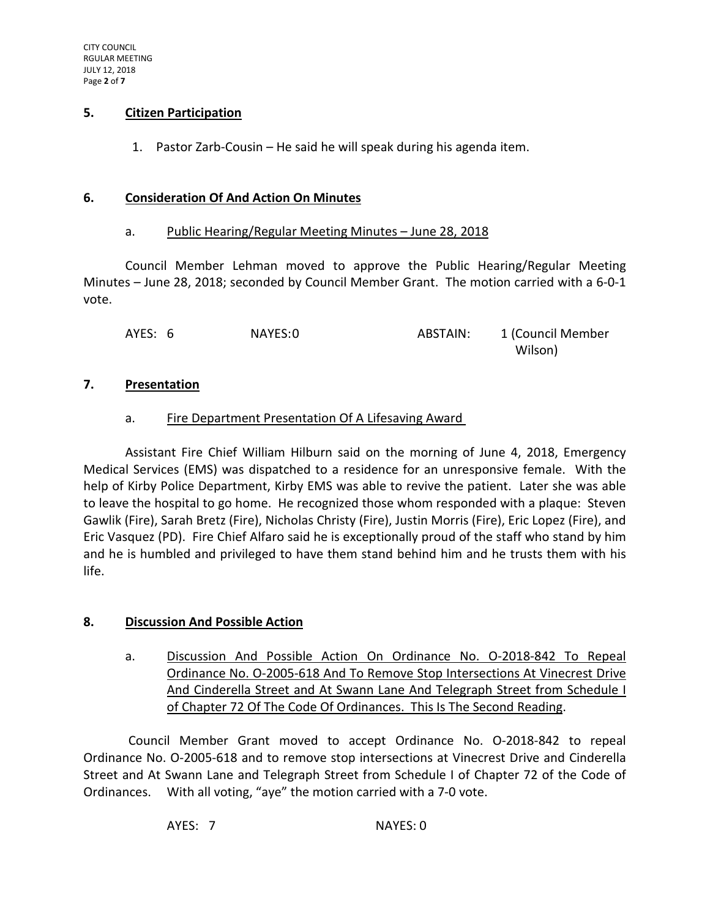## 5. Citizen Participation

1. Pastor Zarb-Cousin – He said he will speak during his agenda item.

## 6. Consideration Of And Action On Minutes

### a. Public Hearing/Regular Meeting Minutes – June 28, 2018

Council Member Lehman moved to approve the Public Hearing/Regular Meeting Minutes – June 28, 2018; seconded by Council Member Grant. The motion carried with a 6-0-1 vote.

AYES: 6 NAYES:0 ABSTAIN: 1 (Council Member Wilson)

## 7. Presentation

### a. Fire Department Presentation Of A Lifesaving Award

Assistant Fire Chief William Hilburn said on the morning of June 4, 2018, Emergency Medical Services (EMS) was dispatched to a residence for an unresponsive female. With the help of Kirby Police Department, Kirby EMS was able to revive the patient. Later she was able to leave the hospital to go home. He recognized those whom responded with a plaque: Steven Gawlik (Fire), Sarah Bretz (Fire), Nicholas Christy (Fire), Justin Morris (Fire), Eric Lopez (Fire), and Eric Vasquez (PD). Fire Chief Alfaro said he is exceptionally proud of the staff who stand by him and he is humbled and privileged to have them stand behind him and he trusts them with his life.

## 8. Discussion And Possible Action

### a. Discussion And Possible Action On Ordinance No. O-2018-842 To Repeal Ordinance No. O-2005-618 And To Remove Stop Intersections At Vinecrest Drive And Cinderella Street and At Swann Lane And Telegraph Street from Schedule I of Chapter 72 Of The Code Of Ordinances. This Is The Second Reading.

Council Member Grant moved to accept Ordinance No. O-2018-842 to repeal Ordinance No. O-2005-618 and to remove stop intersections at Vinecrest Drive and Cinderella Street and At Swann Lane and Telegraph Street from Schedule I of Chapter 72 of the Code of Ordinances. With all voting, "aye" the motion carried with a 7-0 vote.

AYES: 7 NAYES: 0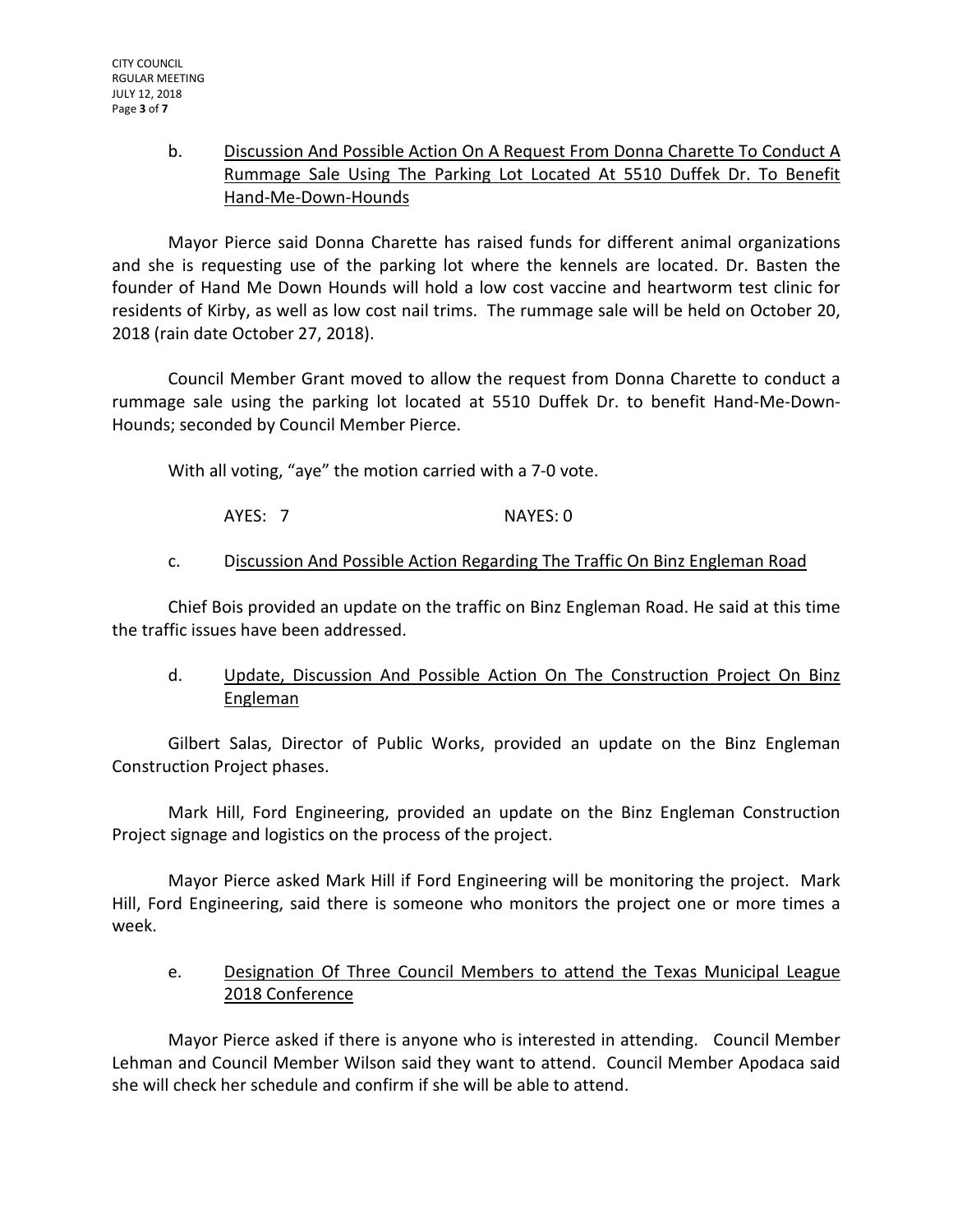b. <u>Discussion And Possible Action On A Request From Donna Charette To Conduct A Rummage Sale Using The Parking Lot Located At 5510 Duffek Dr. To Benefit Hand-Me-Down-Hounds</u>

Mayor Pierce said Donna Charette has raised funds for different animal organizations and she is requesting use of the parking lot where the kennels are located. Dr. Basten the founder of Hand Me Down Hounds will hold a low cost vaccine and heartworm test clinic for residents of Kirby, as well as low cost nail trims. The rummage sale will be held on October 20, 2018 (rain date October 27, 2018).

Council Member Grant moved to allow the request from Donna Charette to conduct a rummage sale using the parking lot located at 5510 Duffek Dr. to benefit Hand-Me-Down-Hounds; seconded by Council Member Pierce.

With all voting, "aye" the motion carried with a 7-0 vote.

AYES: 7 NAYES: 0

c. <u>Discussion And Possible Action Regarding The Traffic On Binz Engleman Road</u>

Chief Bois provided an update on the traffic on Binz Engleman Road. He said at this time the traffic issues have been addressed.

d. <u>Update, Discussion And Possible Action On The Construction Project On Binz Engleman</u>

Gilbert Salas, Director of Public Works, provided an update on the Binz Engleman Construction Project phases.

Mark Hill, Ford Engineering, provided an update on the Binz Engleman Construction Project signage and logistics on the process of the project.

Mayor Pierce asked Mark Hill if Ford Engineering will be monitoring the project. Mark Hill, Ford Engineering, said there is someone who monitors the project one or more times a week.

e. <u>Designation Of Three Council Members to attend the Texas Municipal League 2018 Conference</u>

Mayor Pierce asked if there is anyone who is interested in attending. Council Member Lehman and Council Member Wilson said they want to attend. Council Member Apodaca said she will check her schedule and confirm if she will be able to attend.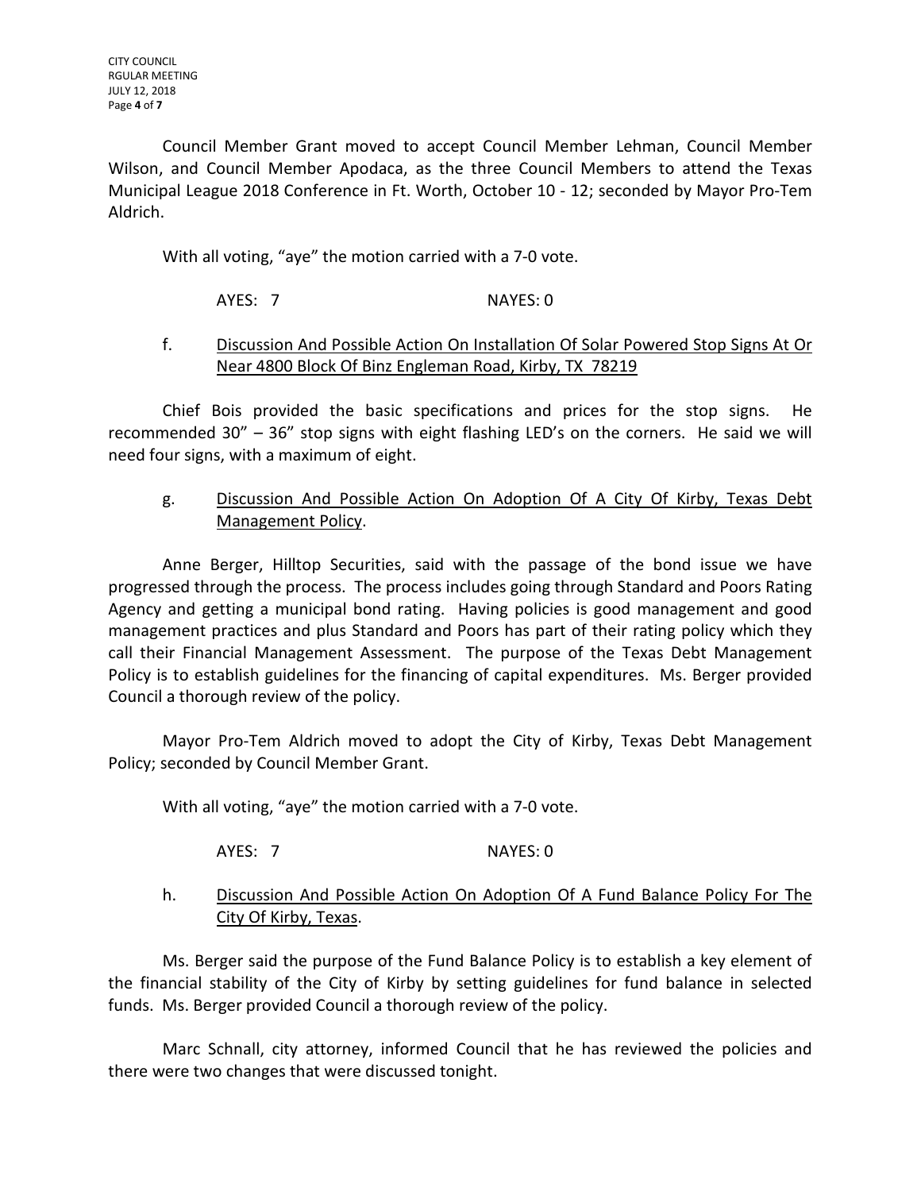Council Member Grant moved to accept Council Member Lehman, Council Member Wilson, and Council Member Apodaca, as the three Council Members to attend the Texas Municipal League 2018 Conference in Ft. Worth, October 10 - 12; seconded by Mayor Pro-Tem Aldrich.

With all voting, "aye" the motion carried with a 7-0 vote.

AYES: 7 NAYES: 0

f. Discussion And Possible Action On Installation Of Solar Powered Stop Signs At Or Near 4800 Block Of Binz Engleman Road, Kirby, TX 78219

Chief Bois provided the basic specifications and prices for the stop signs. He recommended 30" – 36" stop signs with eight flashing LED's on the corners. He said we will need four signs, with a maximum of eight.

g. Discussion And Possible Action On Adoption Of A City Of Kirby, Texas Debt Management Policy.

Anne Berger, Hilltop Securities, said with the passage of the bond issue we have progressed through the process. The process includes going through Standard and Poors Rating Agency and getting a municipal bond rating. Having policies is good management and good management practices and plus Standard and Poors has part of their rating policy which they call their Financial Management Assessment. The purpose of the Texas Debt Management Policy is to establish guidelines for the financing of capital expenditures. Ms. Berger provided Council a thorough review of the policy.

Mayor Pro-Tem Aldrich moved to adopt the City of Kirby, Texas Debt Management Policy; seconded by Council Member Grant.

With all voting, "aye" the motion carried with a 7-0 vote.

AYES: 7 NAYES: 0

h. Discussion And Possible Action On Adoption Of A Fund Balance Policy For The City Of Kirby, Texas.

Ms. Berger said the purpose of the Fund Balance Policy is to establish a key element of the financial stability of the City of Kirby by setting guidelines for fund balance in selected funds. Ms. Berger provided Council a thorough review of the policy.

Marc Schnall, city attorney, informed Council that he has reviewed the policies and there were two changes that were discussed tonight.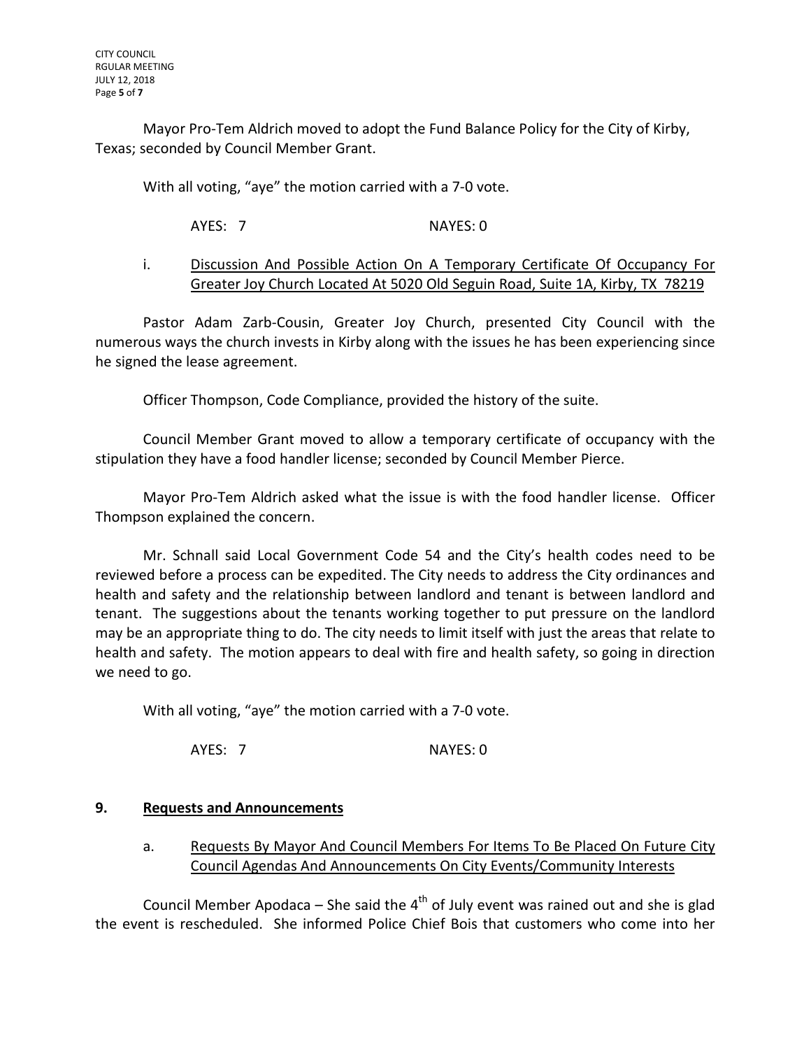Mayor Pro-Tem Aldrich moved to adopt the Fund Balance Policy for the City of Kirby, Texas; seconded by Council Member Grant.

With all voting, "aye" the motion carried with a 7-0 vote.

AYES: 7 NAYES: 0

i. <u>Discussion And Possible Action On A Temporary Certificate Of Occupancy For Greater Joy Church Located At 5020 Old Seguin Road, Suite 1A, Kirby, TX 78219</u>

Pastor Adam Zarb-Cousin, Greater Joy Church, presented City Council with the numerous ways the church invests in Kirby along with the issues he has been experiencing since he signed the lease agreement.

Officer Thompson, Code Compliance, provided the history of the suite.

Council Member Grant moved to allow a temporary certificate of occupancy with the stipulation they have a food handler license; seconded by Council Member Pierce.

Mayor Pro-Tem Aldrich asked what the issue is with the food handler license. Officer Thompson explained the concern.

Mr. Schnall said Local Government Code 54 and the City's health codes need to be reviewed before a process can be expedited. The City needs to address the City ordinances and health and safety and the relationship between landlord and tenant is between landlord and tenant. The suggestions about the tenants working together to put pressure on the landlord may be an appropriate thing to do. The city needs to limit itself with just the areas that relate to health and safety. The motion appears to deal with fire and health safety, so going in direction we need to go.

With all voting, "aye" the motion carried with a 7-0 vote.

AYES: 7 NAYES: 0

## 9. <u>Requests and Announcements</u>

a. <u>Requests By Mayor And Council Members For Items To Be Placed On Future City Council Agendas And Announcements On City Events/Community Interests</u>

Council Member Apodaca – She said the 4th of July event was rained out and she is glad the event is rescheduled. She informed Police Chief Bois that customers who come into her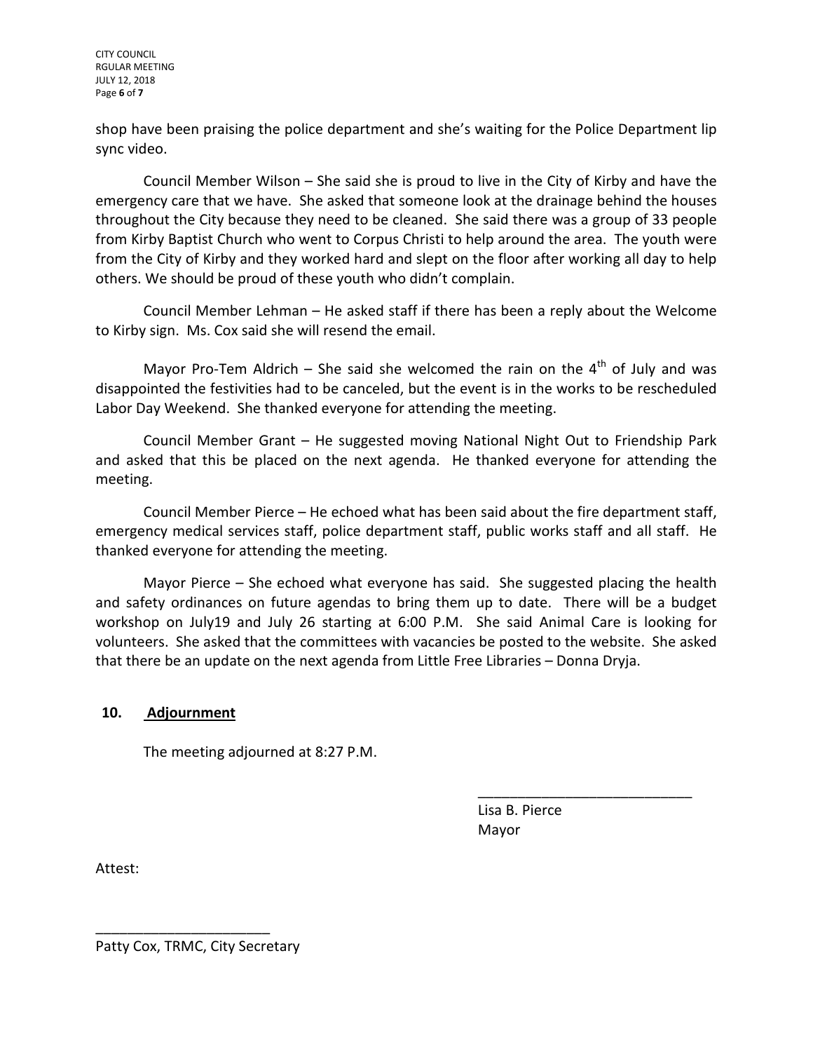shop have been praising the police department and she's waiting for the Police Department lip sync video.

Council Member Wilson – She said she is proud to live in the City of Kirby and have the emergency care that we have. She asked that someone look at the drainage behind the houses throughout the City because they need to be cleaned. She said there was a group of 33 people from Kirby Baptist Church who went to Corpus Christi to help around the area. The youth were from the City of Kirby and they worked hard and slept on the floor after working all day to help others. We should be proud of these youth who didn't complain.

Council Member Lehman – He asked staff if there has been a reply about the Welcome to Kirby sign. Ms. Cox said she will resend the email.

Mayor Pro-Tem Aldrich – She said she welcomed the rain on the 4th of July and was disappointed the festivities had to be canceled, but the event is in the works to be rescheduled Labor Day Weekend. She thanked everyone for attending the meeting.

Council Member Grant – He suggested moving National Night Out to Friendship Park and asked that this be placed on the next agenda. He thanked everyone for attending the meeting.

Council Member Pierce – He echoed what has been said about the fire department staff, emergency medical services staff, police department staff, public works staff and all staff. He thanked everyone for attending the meeting.

Mayor Pierce – She echoed what everyone has said. She suggested placing the health and safety ordinances on future agendas to bring them up to date. There will be a budget workshop on July19 and July 26 starting at 6:00 P.M. She said Animal Care is looking for volunteers. She asked that the committees with vacancies be posted to the website. She asked that there be an update on the next agenda from Little Free Libraries – Donna Dryja.

## 10. Adjournment

The meeting adjourned at 8:27 P.M.

\_\_\_\_\_\_\_\_\_\_\_\_\_\_\_\_\_\_\_\_\_\_\_\_\_\_\_\_

Lisa B. Pierce
Mayor

Attest:

\_\_\_\_\_\_\_\_\_\_\_\_\_\_\_\_\_\_\_\_\_\_\_

Patty Cox, TRMC, City Secretary